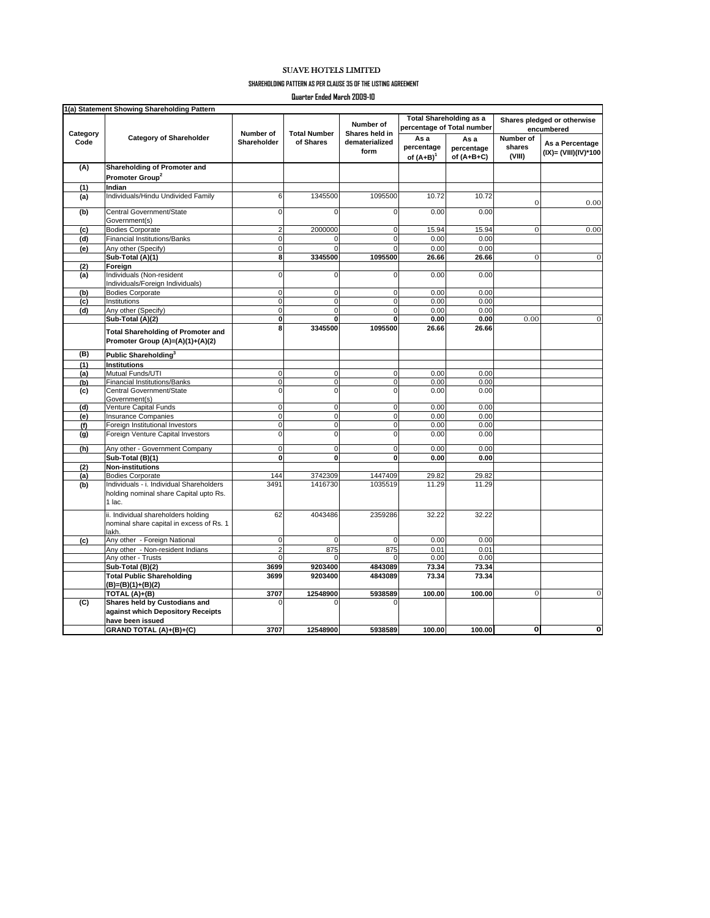# SUAVE HOTELS LIMITED

## SHAREHOLDING PATTERN AS PER CLAUSE 35 OF THE LISTING AGREEMENT

### Quarter Ended March 2009-10

**1(a) Statement Showing Shareholding Pattern**

| Category Code | Category of Shareholder | Number of Shareholder | Total Number of Shares | Number of Shares held in dematerialized form | Total Shareholding as a percentage of Total number | | Shares pledged or otherwise encumbered | |
|---|---|---|---|---|---|---|---|---|
| | | | | | As a percentage of (A+B)[1] | As a percentage of (A+B+C) | Number of shares (VIII) | As a Percentage (IX)= (VIII)(IV)*100 |
| **(A)** | **Shareholding of Promoter and Promoter Group[2]** | | | | | | | |
| **(1)** | **Indian** | | | | | | | |
| **(a)** | Individuals/Hindu Undivided Family | 6 | 1345500 | 1095500 | 10.72 | 10.72 | 0 | 0.00 |
| **(b)** | Central Government/State Government(s) | 0 | 0 | 0 | 0.00 | 0.00 | | |
| **(c)** | Bodies Corporate | 2 | 2000000 | 0 | 15.94 | 15.94 | 0 | 0.00 |
| **(d)** | Financial Institutions/Banks | 0 | 0 | 0 | 0.00 | 0.00 | | |
| **(e)** | Any other (Specify) | 0 | 0 | 0 | 0.00 | 0.00 | | |
| | **Sub-Total (A)(1)** | **8** | **3345500** | **1095500** | **26.66** | **26.66** | 0 | 0 |
| **(2)** | **Foreign** | | | | | | | |
| **(a)** | Individuals (Non-resident Individuals/Foreign Individuals) | 0 | 0 | 0 | 0.00 | 0.00 | | |
| **(b)** | Bodies Corporate | 0 | 0 | 0 | 0.00 | 0.00 | | |
| **(c)** | Institutions | 0 | 0 | 0 | 0.00 | 0.00 | | |
| **(d)** | Any other (Specify) | 0 | 0 | 0 | 0.00 | 0.00 | | |
| | **Sub-Total (A)(2)** | **0** | **0** | **0** | **0.00** | **0.00** | 0.00 | 0 |
| | **Total Shareholding of Promoter and Promoter Group (A)=(A)(1)+(A)(2)** | **8** | **3345500** | **1095500** | **26.66** | **26.66** | | |
| **(B)** | **Public Shareholding[3]** | | | | | | | |
| **(1)** | **Institutions** | | | | | | | |
| **(a)** | Mutual Funds/UTI | 0 | 0 | 0 | 0.00 | 0.00 | | |
| **(b)** | Financial Institutions/Banks | 0 | 0 | 0 | 0.00 | 0.00 | | |
| **(c)** | Central Government/State Government(s) | 0 | 0 | 0 | 0.00 | 0.00 | | |
| **(d)** | Venture Capital Funds | 0 | 0 | 0 | 0.00 | 0.00 | | |
| **(e)** | Insurance Companies | 0 | 0 | 0 | 0.00 | 0.00 | | |
| **(f)** | Foreign Institutional Investors | 0 | 0 | 0 | 0.00 | 0.00 | | |
| **(g)** | Foreign Venture Capital Investors | 0 | 0 | 0 | 0.00 | 0.00 | | |
| **(h)** | Any other - Government Company | 0 | 0 | 0 | 0.00 | 0.00 | | |
| | **Sub-Total (B)(1)** | **0** | **0** | **0** | **0.00** | **0.00** | | |
| **(2)** | **Non-institutions** | | | | | | | |
| **(a)** | Bodies Corporate | 144 | 3742309 | 1447409 | 29.82 | 29.82 | | |
| **(b)** | Individuals - i. Individual Shareholders holding nominal share Capital upto Rs. 1 lac. | 3491 | 1416730 | 1035519 | 11.29 | 11.29 | | |
| | ii. Individual shareholders holding nominal share capital in excess of Rs. 1 lakh. | 62 | 4043486 | 2359286 | 32.22 | 32.22 | | |
| **(c)** | Any other - Foreign National | 0 | 0 | 0 | 0.00 | 0.00 | | |
| | Any other - Non-resident Indians | 2 | 875 | 875 | 0.01 | 0.01 | | |
| | Any other - Trusts | 0 | 0 | 0 | 0.00 | 0.00 | | |
| | **Sub-Total (B)(2)** | **3699** | **9203400** | **4843089** | **73.34** | **73.34** | | |
| | **Total Public Shareholding (B)=(B)(1)+(B)(2)** | **3699** | **9203400** | **4843089** | **73.34** | **73.34** | | |
| | **TOTAL (A)+(B)** | **3707** | **12548900** | **5938589** | **100.00** | **100.00** | 0 | 0 |
| **(C)** | **Shares held by Custodians and against which Depository Receipts have been issued** | 0 | 0 | 0 | | | | |
| | **GRAND TOTAL (A)+(B)+(C)** | **3707** | **12548900** | **5938589** | **100.00** | **100.00** | **0** | **0** |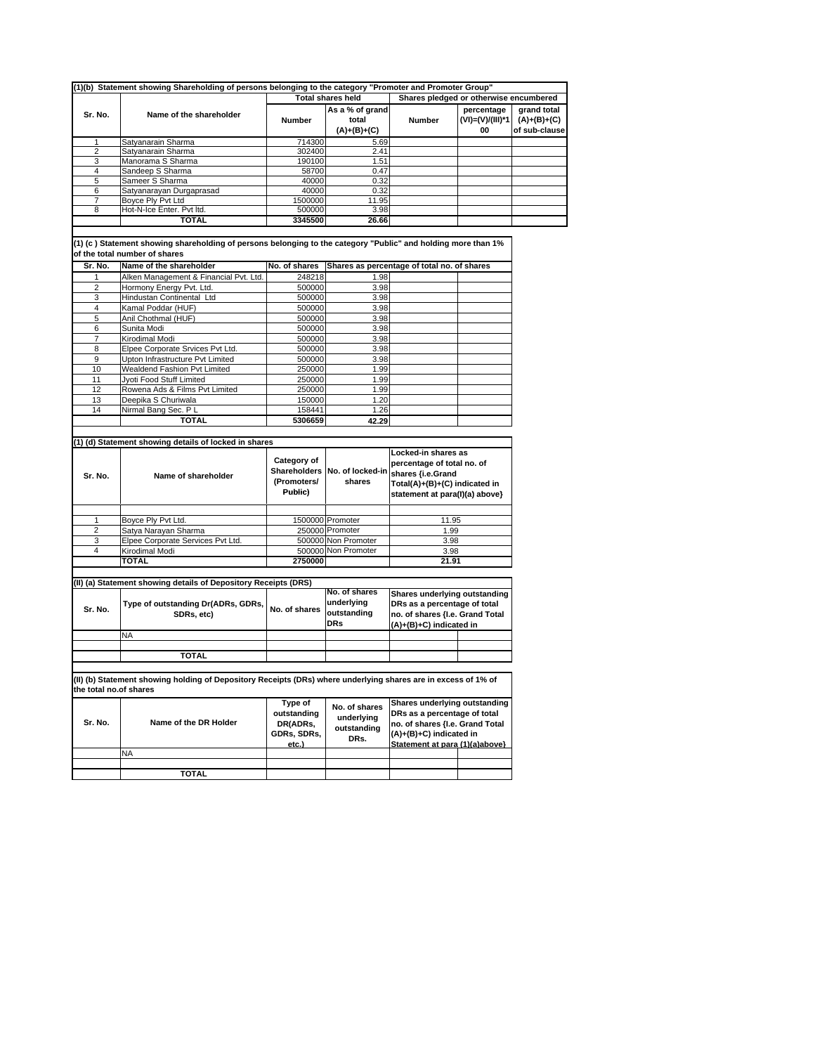**(1)(b) Statement showing Shareholding of persons belonging to the category "Promoter and Promoter Group"**

| Sr. No. | Name of the shareholder | Total shares held | | Shares pledged or otherwise encumbered | | |
|---|---|---|---|---|---|---|
| | | Number | As a % of grand total (A)+(B)+(C) | Number | percentage (VI)=(V)/(III)*100 | grand total (A)+(B)+(C) of sub-clause |
| 1 | Satyanarain Sharma | 714300 | 5.69 | | | |
| 2 | Satyanarain Sharma | 302400 | 2.41 | | | |
| 3 | Manorama S Sharma | 190100 | 1.51 | | | |
| 4 | Sandeep S Sharma | 58700 | 0.47 | | | |
| 5 | Sameer S Sharma | 40000 | 0.32 | | | |
| 6 | Satyanarayan Durgaprasad | 40000 | 0.32 | | | |
| 7 | Boyce Ply Pvt Ltd | 1500000 | 11.95 | | | |
| 8 | Hot-N-Ice Enter. Pvt ltd. | 500000 | 3.98 | | | |
| | **TOTAL** | **3345500** | **26.66** | | | |

**(1) (c ) Statement showing shareholding of persons belonging to the category "Public" and holding more than 1% of the total number of shares**

| Sr. No. | Name of the shareholder | No. of shares | Shares as percentage of total no. of shares | | |
|---|---|---|---|---|---|
| 1 | Alken Management & Financial Pvt. Ltd. | 248218 | 1.98 | | |
| 2 | Hormony Energy Pvt. Ltd. | 500000 | 3.98 | | |
| 3 | Hindustan Continental Ltd | 500000 | 3.98 | | |
| 4 | Kamal Poddar (HUF) | 500000 | 3.98 | | |
| 5 | Anil Chothmal (HUF) | 500000 | 3.98 | | |
| 6 | Sunita Modi | 500000 | 3.98 | | |
| 7 | Kirodimal Modi | 500000 | 3.98 | | |
| 8 | Elpee Corporate Srvices Pvt Ltd. | 500000 | 3.98 | | |
| 9 | Upton Infrastructure Pvt Limited | 500000 | 3.98 | | |
| 10 | Wealdend Fashion Pvt Limited | 250000 | 1.99 | | |
| 11 | Jyoti Food Stuff Limited | 250000 | 1.99 | | |
| 12 | Rowena Ads & Films Pvt Limited | 250000 | 1.99 | | |
| 13 | Deepika S Churiwala | 150000 | 1.20 | | |
| 14 | Nirmal Bang Sec. P L | 158441 | 1.26 | | |
| | **TOTAL** | **5306659** | **42.29** | | |

**(1) (d) Statement showing details of locked in shares**

| Sr. No. | Name of shareholder | Category of Shareholders (Promoters/ Public) | No. of locked-in shares | Locked-in shares as percentage of total no. of shares {i.e.Grand Total(A)+(B)+(C) indicated in statement at para(I)(a) above} |
|---|---|---|---|---|
| | | | | |
| 1 | Boyce Ply Pvt Ltd. | 1500000 | Promoter | 11.95 |
| 2 | Satya Narayan Sharma | 250000 | Promoter | 1.99 |
| 3 | Elpee Corporate Services Pvt Ltd. | 500000 | Non Promoter | 3.98 |
| 4 | Kirodimal Modi | 500000 | Non Promoter | 3.98 |
| | **TOTAL** | **2750000** | | **21.91** |

**(II) (a) Statement showing details of Depository Receipts (DRS)**

| Sr. No. | Type of outstanding Dr(ADRs, GDRs, SDRs, etc) | No. of shares | No. of shares underlying outstanding DRs | Shares underlying outstanding DRs as a percentage of total no. of shares {I.e. Grand Total (A)+(B)+C) indicated in | |
|---|---|---|---|---|---|
| | NA | | | | |
| | | | | | |
| | **TOTAL** | | | | |

**(II) (b) Statement showing holding of Depository Receipts (DRs) where underlying shares are in excess of 1% of the total no.of shares**

| Sr. No. | Name of the DR Holder | Type of outstanding DR(ADRs, GDRs, SDRs, etc.) | No. of shares underlying outstanding DRs. | Shares underlying outstanding DRs as a percentage of total no. of shares {I.e. Grand Total (A)+(B)+C) indicated in Statement at para (1)(a)above} | |
|---|---|---|---|---|---|
| | NA | | | | |
| | | | | | |
| | **TOTAL** | | | | |